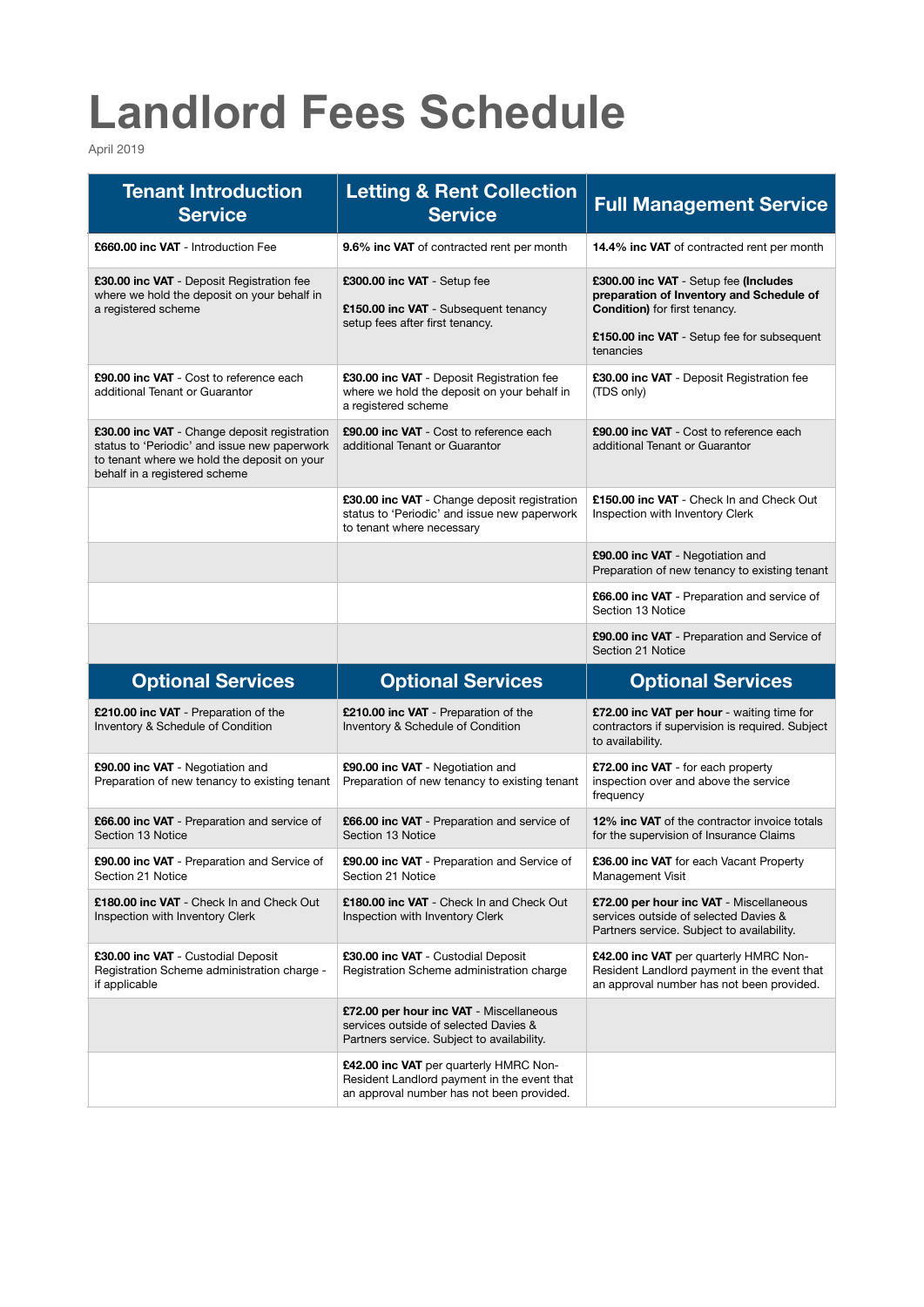# Landlord Fees Schedule

April 2019

| Tenant Introduction Service | Letting & Rent Collection Service | Full Management Service |
|---|---|---|
| **£660.00 inc VAT** - Introduction Fee | **9.6% inc VAT** of contracted rent per month | **14.4% inc VAT** of contracted rent per month |
| **£30.00 inc VAT** - Deposit Registration fee where we hold the deposit on your behalf in a registered scheme | **£300.00 inc VAT** - Setup fee<br><br>**£150.00 inc VAT** - Subsequent tenancy setup fees after first tenancy. | **£300.00 inc VAT** - Setup fee **(Includes preparation of Inventory and Schedule of Condition)** for first tenancy.<br><br>**£150.00 inc VAT** - Setup fee for subsequent tenancies |
| **£90.00 inc VAT** - Cost to reference each additional Tenant or Guarantor | **£30.00 inc VAT** - Deposit Registration fee where we hold the deposit on your behalf in a registered scheme | **£30.00 inc VAT** - Deposit Registration fee (TDS only) |
| **£30.00 inc VAT** - Change deposit registration status to 'Periodic' and issue new paperwork to tenant where we hold the deposit on your behalf in a registered scheme | **£90.00 inc VAT** - Cost to reference each additional Tenant or Guarantor | **£90.00 inc VAT** - Cost to reference each additional Tenant or Guarantor |
| | **£30.00 inc VAT** - Change deposit registration status to 'Periodic' and issue new paperwork to tenant where necessary | **£150.00 inc VAT** - Check In and Check Out Inspection with Inventory Clerk |
| | | **£90.00 inc VAT** - Negotiation and Preparation of new tenancy to existing tenant |
| | | **£66.00 inc VAT** - Preparation and service of Section 13 Notice |
| | | **£90.00 inc VAT** - Preparation and Service of Section 21 Notice |
| **Optional Services** | **Optional Services** | **Optional Services** |
| **£210.00 inc VAT** - Preparation of the Inventory & Schedule of Condition | **£210.00 inc VAT** - Preparation of the Inventory & Schedule of Condition | **£72.00 inc VAT per hour** - waiting time for contractors if supervision is required. Subject to availability. |
| **£90.00 inc VAT** - Negotiation and Preparation of new tenancy to existing tenant | **£90.00 inc VAT** - Negotiation and Preparation of new tenancy to existing tenant | **£72.00 inc VAT** - for each property inspection over and above the service frequency |
| **£66.00 inc VAT** - Preparation and service of Section 13 Notice | **£66.00 inc VAT** - Preparation and service of Section 13 Notice | **12% inc VAT** of the contractor invoice totals for the supervision of Insurance Claims |
| **£90.00 inc VAT** - Preparation and Service of Section 21 Notice | **£90.00 inc VAT** - Preparation and Service of Section 21 Notice | **£36.00 inc VAT** for each Vacant Property Management Visit |
| **£180.00 inc VAT** - Check In and Check Out Inspection with Inventory Clerk | **£180.00 inc VAT** - Check In and Check Out Inspection with Inventory Clerk | **£72.00 per hour inc VAT** - Miscellaneous services outside of selected Davies & Partners service. Subject to availability. |
| **£30.00 inc VAT** - Custodial Deposit Registration Scheme administration charge - if applicable | **£30.00 inc VAT** - Custodial Deposit Registration Scheme administration charge | **£42.00 inc VAT** per quarterly HMRC Non-Resident Landlord payment in the event that an approval number has not been provided. |
| | **£72.00 per hour inc VAT** - Miscellaneous services outside of selected Davies & Partners service. Subject to availability. | |
| | **£42.00 inc VAT** per quarterly HMRC Non-Resident Landlord payment in the event that an approval number has not been provided. | |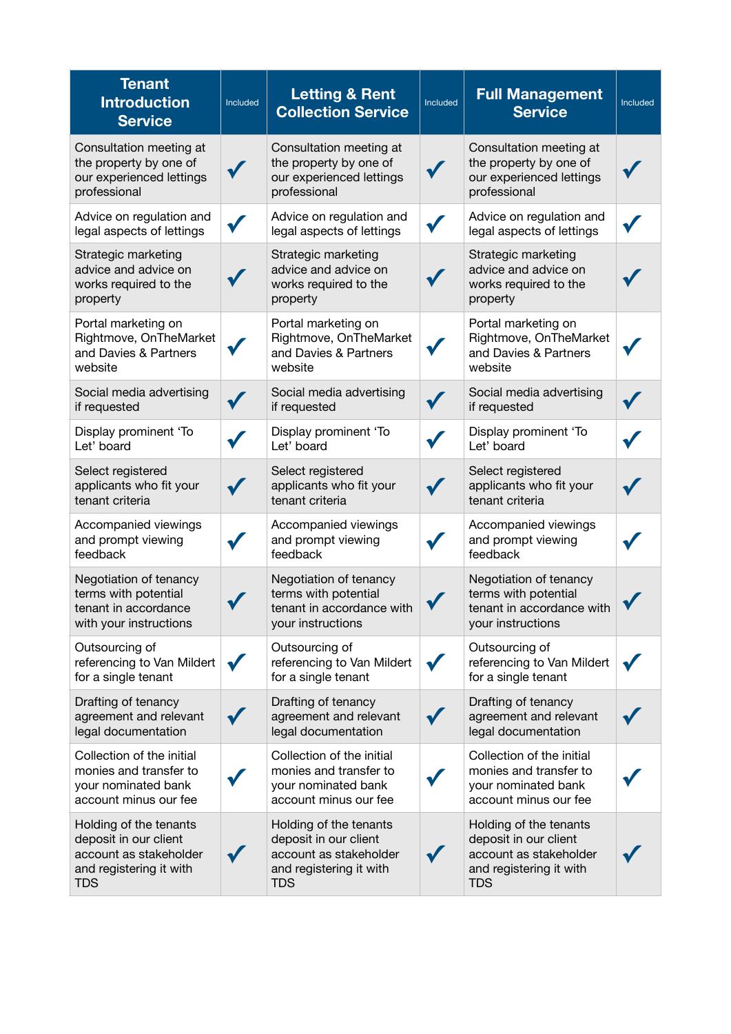| Tenant Introduction Service | Included | Letting & Rent Collection Service | Included | Full Management Service | Included |
|---|---|---|---|---|---|
| Consultation meeting at the property by one of our experienced lettings professional | ✓ | Consultation meeting at the property by one of our experienced lettings professional | ✓ | Consultation meeting at the property by one of our experienced lettings professional | ✓ |
| Advice on regulation and legal aspects of lettings | ✓ | Advice on regulation and legal aspects of lettings | ✓ | Advice on regulation and legal aspects of lettings | ✓ |
| Strategic marketing advice and advice on works required to the property | ✓ | Strategic marketing advice and advice on works required to the property | ✓ | Strategic marketing advice and advice on works required to the property | ✓ |
| Portal marketing on Rightmove, OnTheMarket and Davies & Partners website | ✓ | Portal marketing on Rightmove, OnTheMarket and Davies & Partners website | ✓ | Portal marketing on Rightmove, OnTheMarket and Davies & Partners website | ✓ |
| Social media advertising if requested | ✓ | Social media advertising if requested | ✓ | Social media advertising if requested | ✓ |
| Display prominent 'To Let' board | ✓ | Display prominent 'To Let' board | ✓ | Display prominent 'To Let' board | ✓ |
| Select registered applicants who fit your tenant criteria | ✓ | Select registered applicants who fit your tenant criteria | ✓ | Select registered applicants who fit your tenant criteria | ✓ |
| Accompanied viewings and prompt viewing feedback | ✓ | Accompanied viewings and prompt viewing feedback | ✓ | Accompanied viewings and prompt viewing feedback | ✓ |
| Negotiation of tenancy terms with potential tenant in accordance with your instructions | ✓ | Negotiation of tenancy terms with potential tenant in accordance with your instructions | ✓ | Negotiation of tenancy terms with potential tenant in accordance with your instructions | ✓ |
| Outsourcing of referencing to Van Mildert for a single tenant | ✓ | Outsourcing of referencing to Van Mildert for a single tenant | ✓ | Outsourcing of referencing to Van Mildert for a single tenant | ✓ |
| Drafting of tenancy agreement and relevant legal documentation | ✓ | Drafting of tenancy agreement and relevant legal documentation | ✓ | Drafting of tenancy agreement and relevant legal documentation | ✓ |
| Collection of the initial monies and transfer to your nominated bank account minus our fee | ✓ | Collection of the initial monies and transfer to your nominated bank account minus our fee | ✓ | Collection of the initial monies and transfer to your nominated bank account minus our fee | ✓ |
| Holding of the tenants deposit in our client account as stakeholder and registering it with TDS | ✓ | Holding of the tenants deposit in our client account as stakeholder and registering it with TDS | ✓ | Holding of the tenants deposit in our client account as stakeholder and registering it with TDS | ✓ |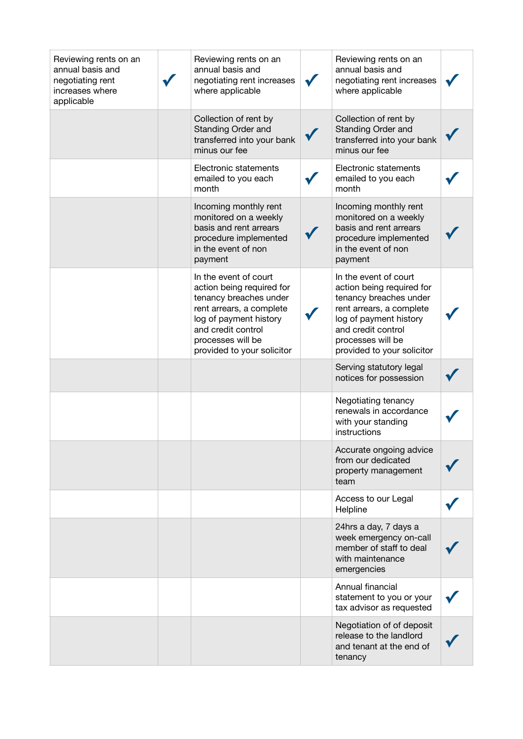| | | | | | |
|---|---|---|---|---|---|
| Reviewing rents on an annual basis and negotiating rent increases where applicable | ✓ | Reviewing rents on an annual basis and negotiating rent increases where applicable | ✓ | Reviewing rents on an annual basis and negotiating rent increases where applicable | ✓ |
| | | Collection of rent by Standing Order and transferred into your bank minus our fee | ✓ | Collection of rent by Standing Order and transferred into your bank minus our fee | ✓ |
| | | Electronic statements emailed to you each month | ✓ | Electronic statements emailed to you each month | ✓ |
| | | Incoming monthly rent monitored on a weekly basis and rent arrears procedure implemented in the event of non payment | ✓ | Incoming monthly rent monitored on a weekly basis and rent arrears procedure implemented in the event of non payment | ✓ |
| | | In the event of court action being required for tenancy breaches under rent arrears, a complete log of payment history and credit control processes will be provided to your solicitor | ✓ | In the event of court action being required for tenancy breaches under rent arrears, a complete log of payment history and credit control processes will be provided to your solicitor | ✓ |
| | | | | Serving statutory legal notices for possession | ✓ |
| | | | | Negotiating tenancy renewals in accordance with your standing instructions | ✓ |
| | | | | Accurate ongoing advice from our dedicated property management team | ✓ |
| | | | | Access to our Legal Helpline | ✓ |
| | | | | 24hrs a day, 7 days a week emergency on-call member of staff to deal with maintenance emergencies | ✓ |
| | | | | Annual financial statement to you or your tax advisor as requested | ✓ |
| | | | | Negotiation of of deposit release to the landlord and tenant at the end of tenancy | ✓ |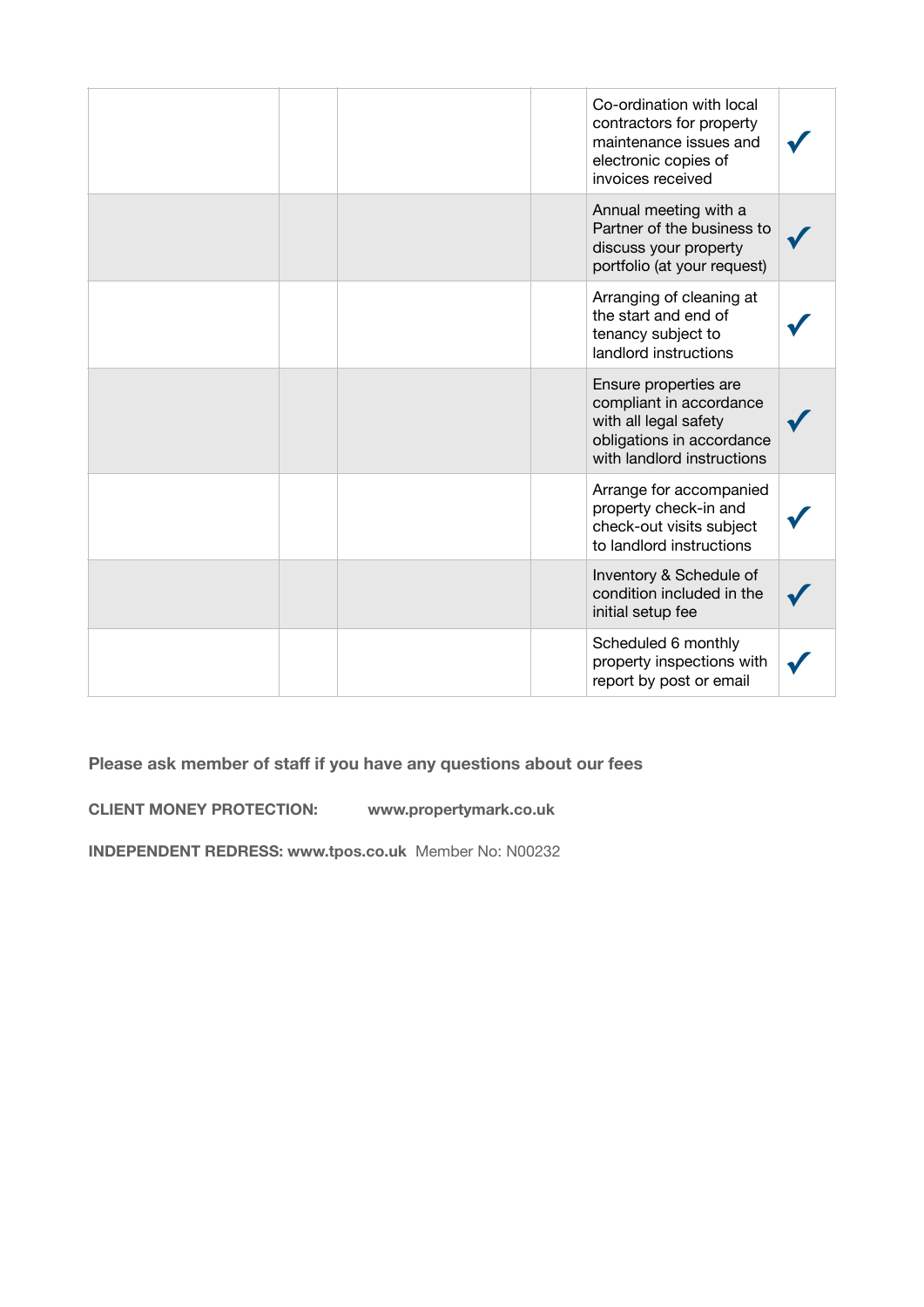| | | | | | |
|---|---|---|---|---|---|
| | | | | Co-ordination with local contractors for property maintenance issues and electronic copies of invoices received | ✓ |
| | | | | Annual meeting with a Partner of the business to discuss your property portfolio (at your request) | ✓ |
| | | | | Arranging of cleaning at the start and end of tenancy subject to landlord instructions | ✓ |
| | | | | Ensure properties are compliant in accordance with all legal safety obligations in accordance with landlord instructions | ✓ |
| | | | | Arrange for accompanied property check-in and check-out visits subject to landlord instructions | ✓ |
| | | | | Inventory & Schedule of condition included in the initial setup fee | ✓ |
| | | | | Scheduled 6 monthly property inspections with report by post or email | ✓ |

**Please ask member of staff if you have any questions about our fees**

**CLIENT MONEY PROTECTION:** **www.propertymark.co.uk**

**INDEPENDENT REDRESS: www.tpos.co.uk** Member No: N00232